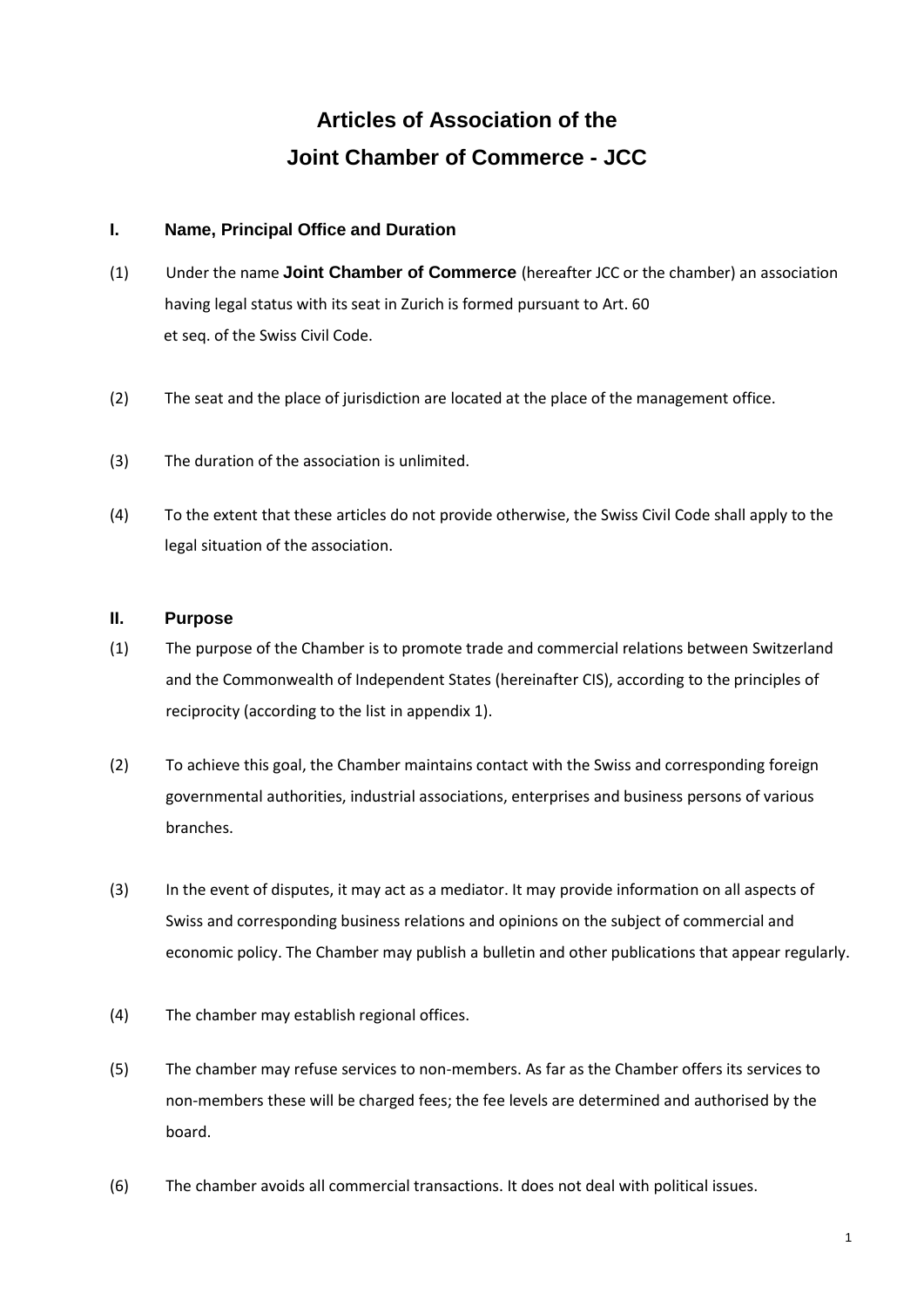# Articles of Association of the Joint Chamber of Commerce - JCC

## I. Name, Principal Office and Duration

(1) Under the name **Joint Chamber of Commerce** (hereafter JCC or the chamber) an association having legal status with its seat in Zurich is formed pursuant to Art. 60 et seq. of the Swiss Civil Code.

(2) The seat and the place of jurisdiction are located at the place of the management office.

(3) The duration of the association is unlimited.

(4) To the extent that these articles do not provide otherwise, the Swiss Civil Code shall apply to the legal situation of the association.

## II. Purpose

(1) The purpose of the Chamber is to promote trade and commercial relations between Switzerland and the Commonwealth of Independent States (hereinafter CIS), according to the principles of reciprocity (according to the list in appendix 1).

(2) To achieve this goal, the Chamber maintains contact with the Swiss and corresponding foreign governmental authorities, industrial associations, enterprises and business persons of various branches.

(3) In the event of disputes, it may act as a mediator. It may provide information on all aspects of Swiss and corresponding business relations and opinions on the subject of commercial and economic policy. The Chamber may publish a bulletin and other publications that appear regularly.

(4) The chamber may establish regional offices.

(5) The chamber may refuse services to non-members. As far as the Chamber offers its services to non-members these will be charged fees; the fee levels are determined and authorised by the board.

(6) The chamber avoids all commercial transactions. It does not deal with political issues.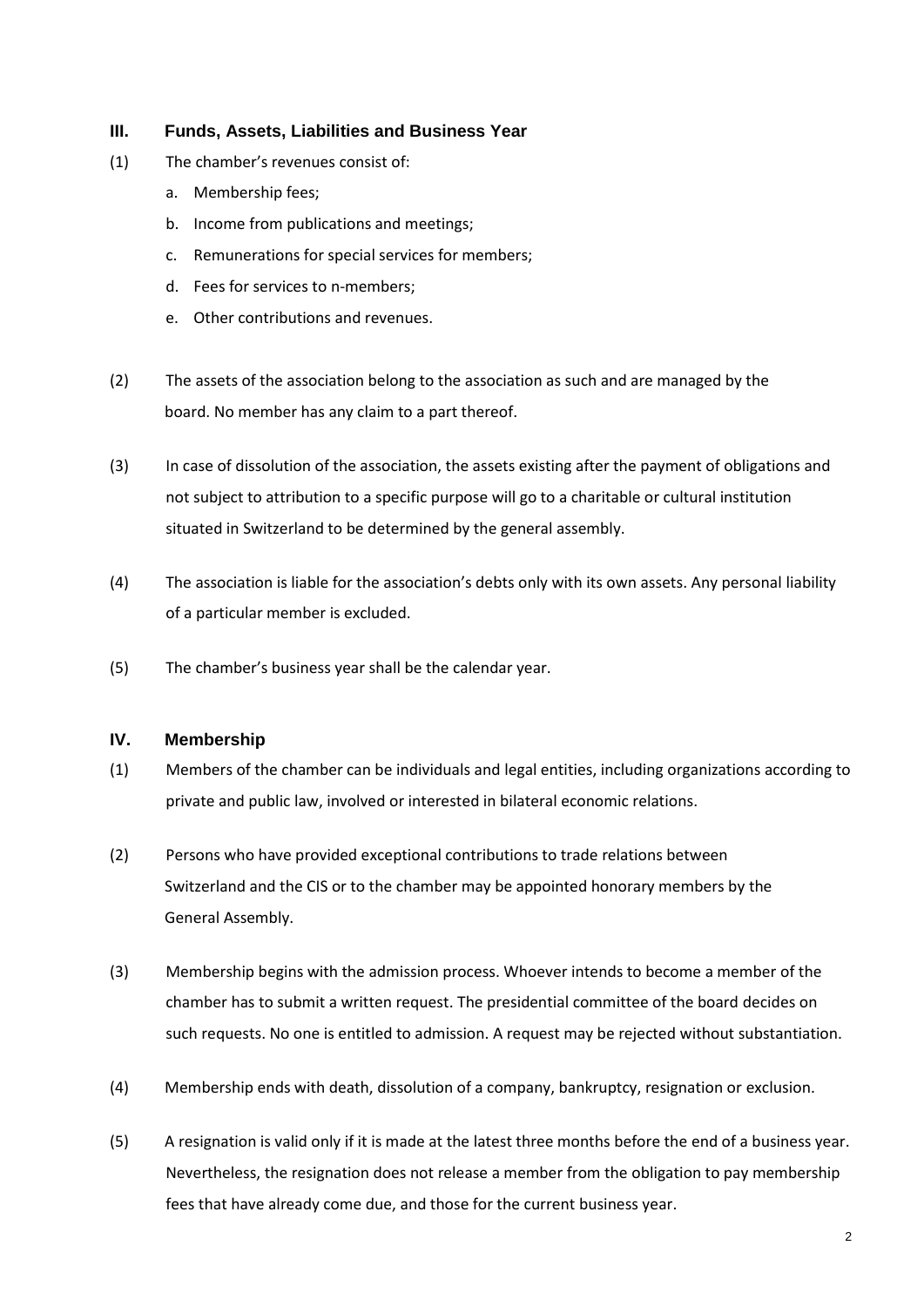## III. Funds, Assets, Liabilities and Business Year

(1) The chamber's revenues consist of:

a. Membership fees;

b. Income from publications and meetings;

c. Remunerations for special services for members;

d. Fees for services to n-members;

e. Other contributions and revenues.

(2) The assets of the association belong to the association as such and are managed by the board. No member has any claim to a part thereof.

(3) In case of dissolution of the association, the assets existing after the payment of obligations and not subject to attribution to a specific purpose will go to a charitable or cultural institution situated in Switzerland to be determined by the general assembly.

(4) The association is liable for the association's debts only with its own assets. Any personal liability of a particular member is excluded.

(5) The chamber's business year shall be the calendar year.

## IV. Membership

(1) Members of the chamber can be individuals and legal entities, including organizations according to private and public law, involved or interested in bilateral economic relations.

(2) Persons who have provided exceptional contributions to trade relations between Switzerland and the CIS or to the chamber may be appointed honorary members by the General Assembly.

(3) Membership begins with the admission process. Whoever intends to become a member of the chamber has to submit a written request. The presidential committee of the board decides on such requests. No one is entitled to admission. A request may be rejected without substantiation.

(4) Membership ends with death, dissolution of a company, bankruptcy, resignation or exclusion.

(5) A resignation is valid only if it is made at the latest three months before the end of a business year. Nevertheless, the resignation does not release a member from the obligation to pay membership fees that have already come due, and those for the current business year.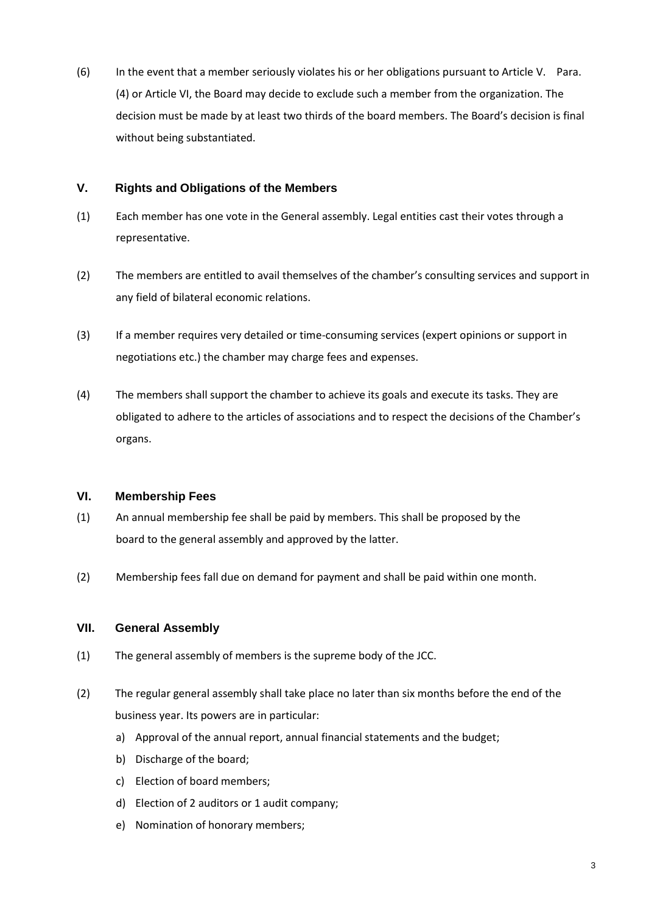(6) In the event that a member seriously violates his or her obligations pursuant to Article V. Para. (4) or Article VI, the Board may decide to exclude such a member from the organization. The decision must be made by at least two thirds of the board members. The Board's decision is final without being substantiated.

## V. Rights and Obligations of the Members

(1) Each member has one vote in the General assembly. Legal entities cast their votes through a representative.

(2) The members are entitled to avail themselves of the chamber's consulting services and support in any field of bilateral economic relations.

(3) If a member requires very detailed or time-consuming services (expert opinions or support in negotiations etc.) the chamber may charge fees and expenses.

(4) The members shall support the chamber to achieve its goals and execute its tasks. They are obligated to adhere to the articles of associations and to respect the decisions of the Chamber's organs.

## VI. Membership Fees

(1) An annual membership fee shall be paid by members. This shall be proposed by the board to the general assembly and approved by the latter.

(2) Membership fees fall due on demand for payment and shall be paid within one month.

## VII. General Assembly

(1) The general assembly of members is the supreme body of the JCC.

(2) The regular general assembly shall take place no later than six months before the end of the business year. Its powers are in particular:

a) Approval of the annual report, annual financial statements and the budget;
b) Discharge of the board;
c) Election of board members;
d) Election of 2 auditors or 1 audit company;
e) Nomination of honorary members;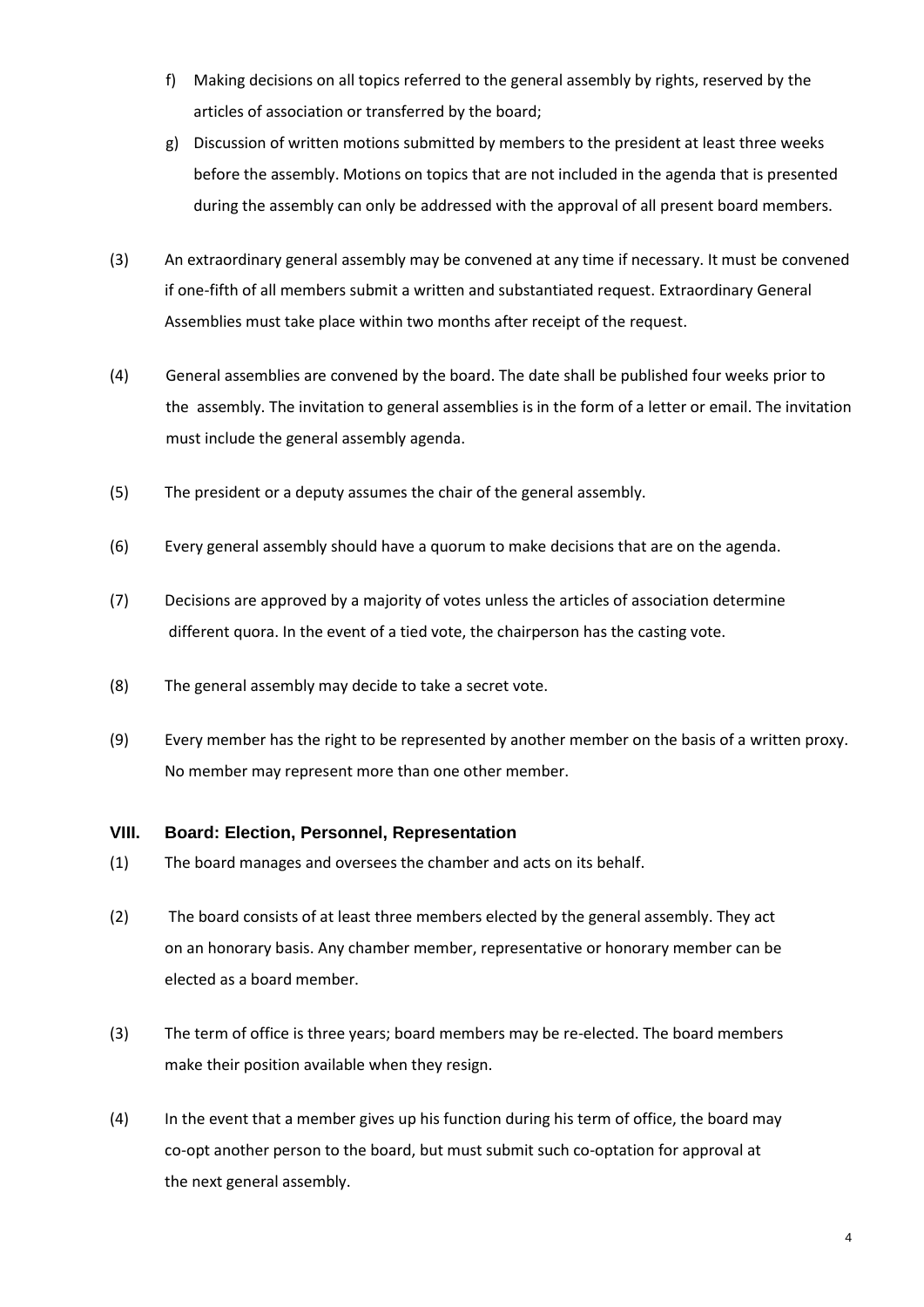f) Making decisions on all topics referred to the general assembly by rights, reserved by the articles of association or transferred by the board;

g) Discussion of written motions submitted by members to the president at least three weeks before the assembly. Motions on topics that are not included in the agenda that is presented during the assembly can only be addressed with the approval of all present board members.

(3) An extraordinary general assembly may be convened at any time if necessary. It must be convened if one-fifth of all members submit a written and substantiated request. Extraordinary General Assemblies must take place within two months after receipt of the request.

(4) General assemblies are convened by the board. The date shall be published four weeks prior to the assembly. The invitation to general assemblies is in the form of a letter or email. The invitation must include the general assembly agenda.

(5) The president or a deputy assumes the chair of the general assembly.

(6) Every general assembly should have a quorum to make decisions that are on the agenda.

(7) Decisions are approved by a majority of votes unless the articles of association determine different quora. In the event of a tied vote, the chairperson has the casting vote.

(8) The general assembly may decide to take a secret vote.

(9) Every member has the right to be represented by another member on the basis of a written proxy. No member may represent more than one other member.

## VIII. Board: Election, Personnel, Representation

(1) The board manages and oversees the chamber and acts on its behalf.

(2) The board consists of at least three members elected by the general assembly. They act on an honorary basis. Any chamber member, representative or honorary member can be elected as a board member.

(3) The term of office is three years; board members may be re-elected. The board members make their position available when they resign.

(4) In the event that a member gives up his function during his term of office, the board may co-opt another person to the board, but must submit such co-optation for approval at the next general assembly.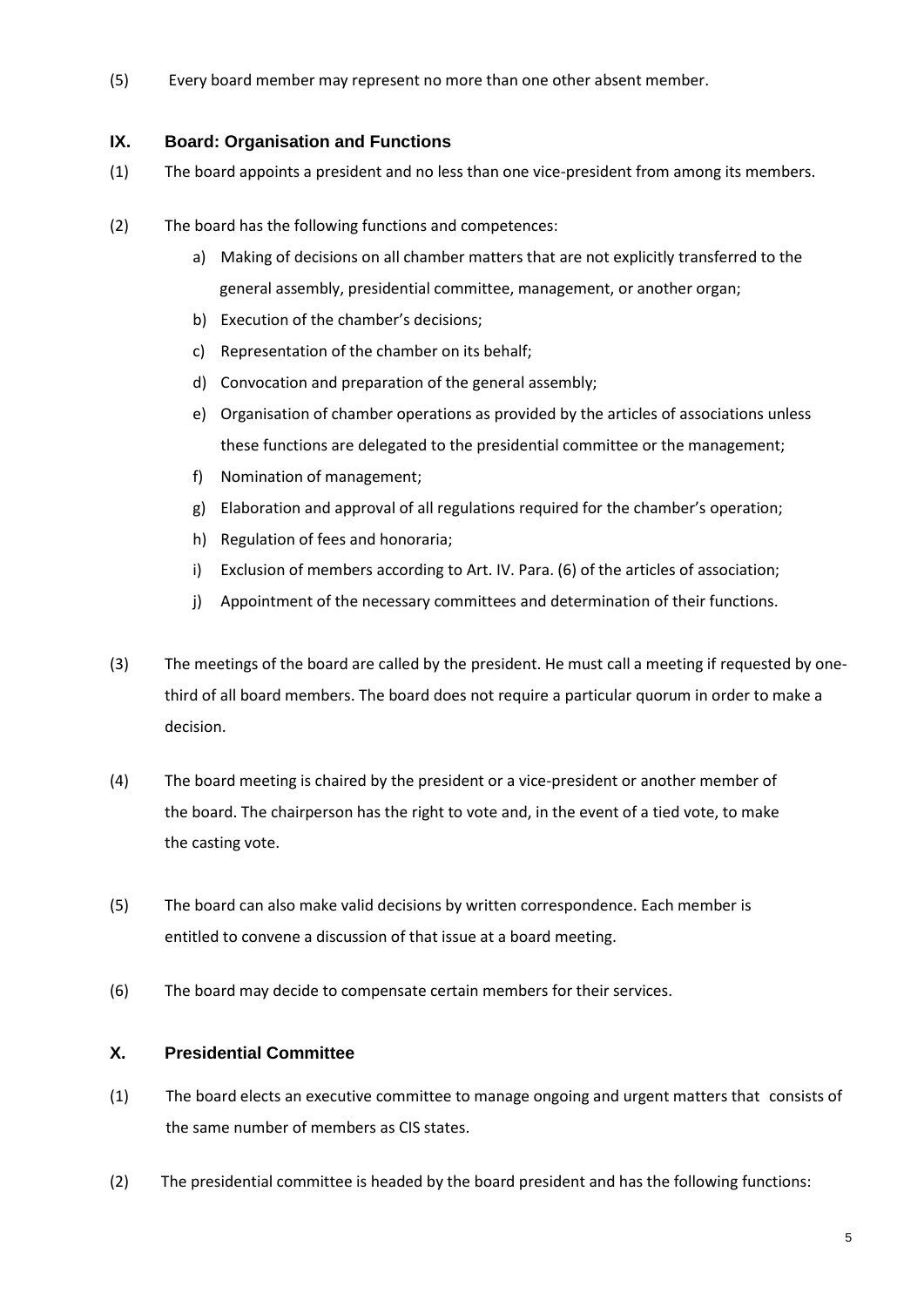(5) Every board member may represent no more than one other absent member.

## IX. Board: Organisation and Functions

(1) The board appoints a president and no less than one vice-president from among its members.

(2) The board has the following functions and competences:

a) Making of decisions on all chamber matters that are not explicitly transferred to the general assembly, presidential committee, management, or another organ;
b) Execution of the chamber's decisions;
c) Representation of the chamber on its behalf;
d) Convocation and preparation of the general assembly;
e) Organisation of chamber operations as provided by the articles of associations unless these functions are delegated to the presidential committee or the management;
f) Nomination of management;
g) Elaboration and approval of all regulations required for the chamber's operation;
h) Regulation of fees and honoraria;
i) Exclusion of members according to Art. IV. Para. (6) of the articles of association;
j) Appointment of the necessary committees and determination of their functions.

(3) The meetings of the board are called by the president. He must call a meeting if requested by one-third of all board members. The board does not require a particular quorum in order to make a decision.

(4) The board meeting is chaired by the president or a vice-president or another member of the board. The chairperson has the right to vote and, in the event of a tied vote, to make the casting vote.

(5) The board can also make valid decisions by written correspondence. Each member is entitled to convene a discussion of that issue at a board meeting.

(6) The board may decide to compensate certain members for their services.

## X. Presidential Committee

(1) The board elects an executive committee to manage ongoing and urgent matters that consists of the same number of members as CIS states.

(2) The presidential committee is headed by the board president and has the following functions: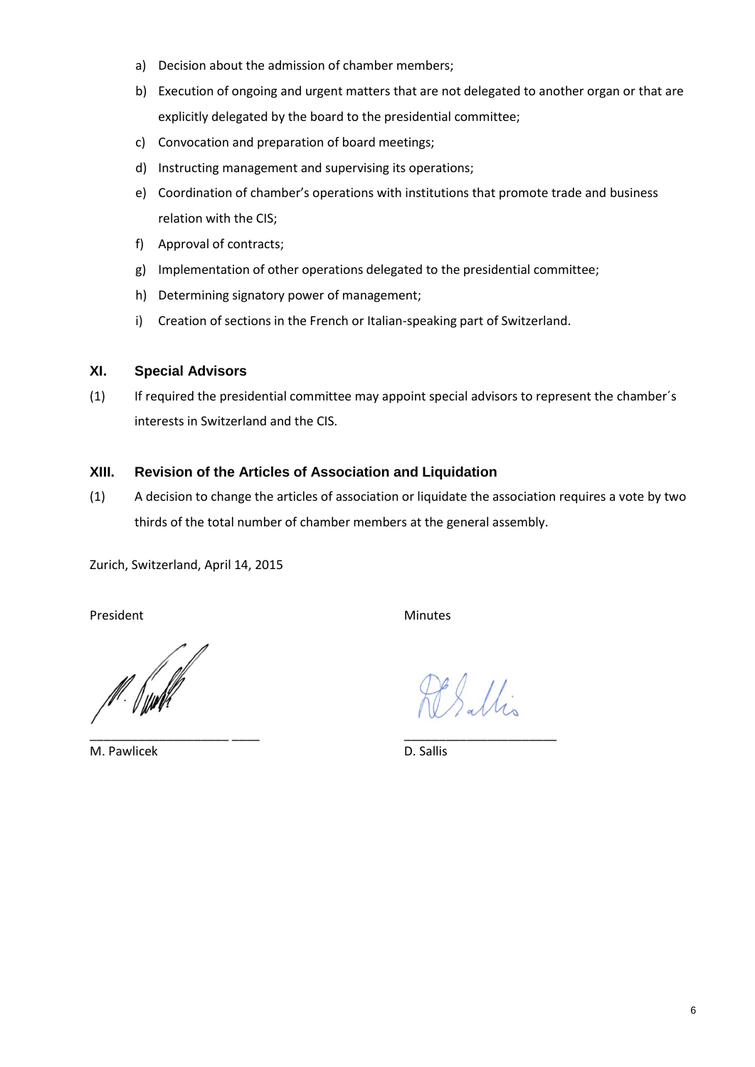a) Decision about the admission of chamber members;
b) Execution of ongoing and urgent matters that are not delegated to another organ or that are explicitly delegated by the board to the presidential committee;
c) Convocation and preparation of board meetings;
d) Instructing management and supervising its operations;
e) Coordination of chamber's operations with institutions that promote trade and business relation with the CIS;
f) Approval of contracts;
g) Implementation of other operations delegated to the presidential committee;
h) Determining signatory power of management;
i) Creation of sections in the French or Italian-speaking part of Switzerland.

## XI. Special Advisors

(1) If required the presidential committee may appoint special advisors to represent the chamber´s interests in Switzerland and the CIS.

## XIII. Revision of the Articles of Association and Liquidation

(1) A decision to change the articles of association or liquidate the association requires a vote by two thirds of the total number of chamber members at the general assembly.

Zurich, Switzerland, April 14, 2015

| President | Minutes |
|---|---|
| M. Pawlicek | D. Sallis |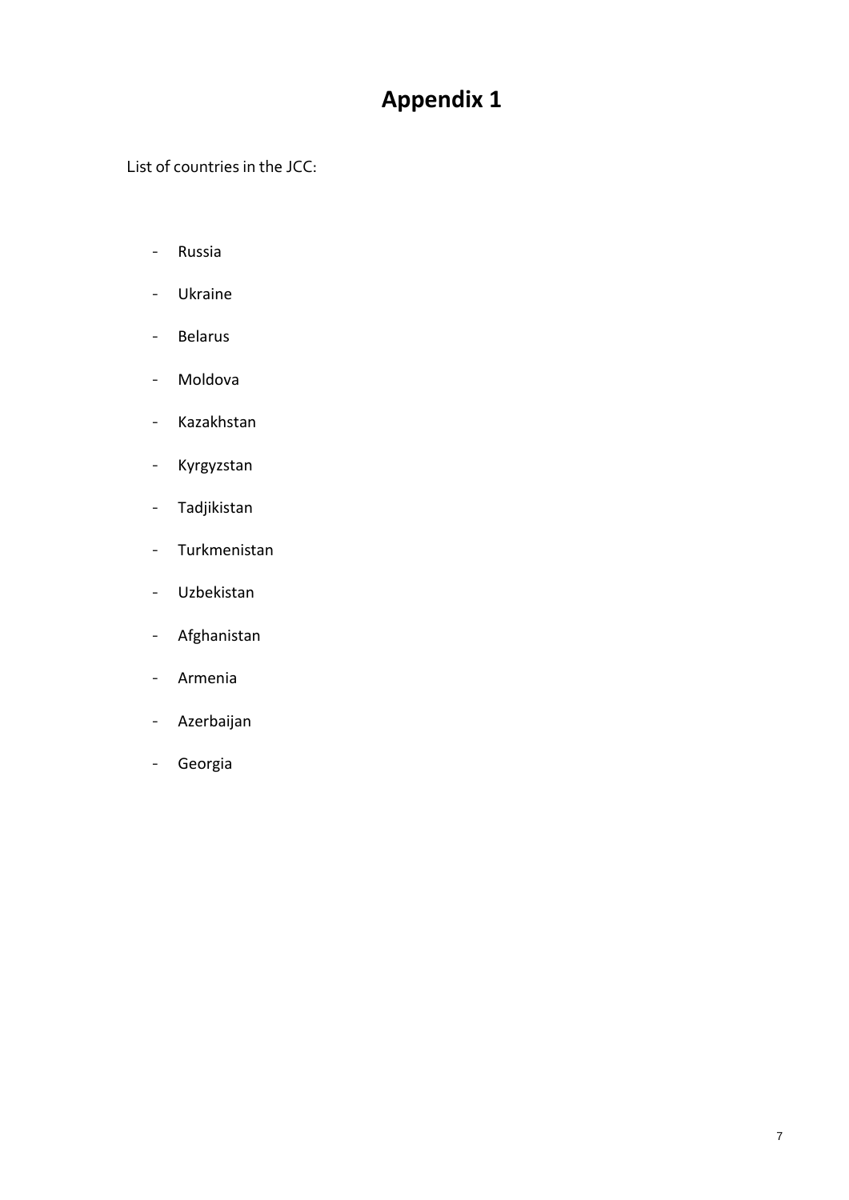# Appendix 1

List of countries in the JCC:

- Russia
- Ukraine
- Belarus
- Moldova
- Kazakhstan
- Kyrgyzstan
- Tadjikistan
- Turkmenistan
- Uzbekistan
- Afghanistan
- Armenia
- Azerbaijan
- Georgia